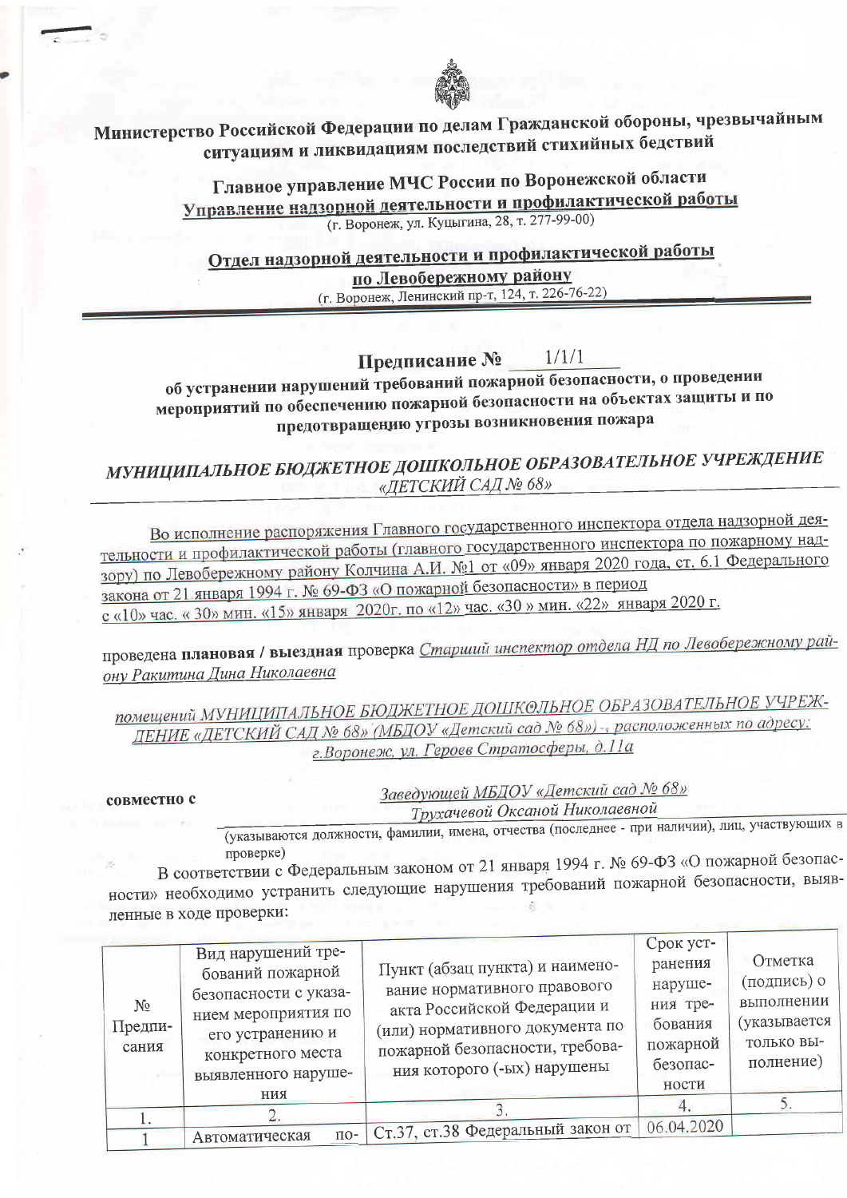**Министерство Российской Федерации по делам Гражданской обороны, чрезвычайным ситуациям и ликвидациям последствий стихийных бедствий**

**Главное управление МЧС России по Воронежской области**
**Управление надзорной деятельности и профилактической работы**
(г. Воронеж, ул. Куцыгина, 28, т. 277-99-00)

**Отдел надзорной деятельности и профилактической работы**
**по Левобережному району**
(г. Воронеж, Ленинский пр-т, 124, т. 226-76-22)

## Предписание № 1/1/1

**об устранении нарушений требований пожарной безопасности, о проведении мероприятий по обеспечению пожарной безопасности на объектах защиты и по предотвращению угрозы возникновения пожара**

***МУНИЦИПАЛЬНОЕ БЮДЖЕТНОЕ ДОШКОЛЬНОЕ ОБРАЗОВАТЕЛЬНОЕ УЧРЕЖДЕНИЕ «ДЕТСКИЙ САД № 68»***

Во исполнение распоряжения Главного государственного инспектора отдела надзорной деятельности и профилактической работы (главного государственного инспектора по пожарному надзору) по Левобережному району Колчина А.И. №1 от «09» января 2020 года, ст. 6.1 Федерального закона от 21 января 1994 г. № 69-ФЗ «О пожарной безопасности» в период с «10» час. « 30» мин. «15» января 2020г. по «12» час. «30 » мин. «22» января 2020 г.

проведена **плановая / выездная** проверка *Старший инспектор отдела НД по Левобережному району Ракитина Дина Николаевна*

*помещений МУНИЦИПАЛЬНОЕ БЮДЖЕТНОЕ ДОШКОЛЬНОЕ ОБРАЗОВАТЕЛЬНОЕ УЧРЕЖДЕНИЕ «ДЕТСКИЙ САД № 68» (МБДОУ «Детский сад № 68») , расположенных по адресу: г.Воронеж, ул. Героев Стратосферы, д.11а*

**совместно с** *Заведующей МБДОУ «Детский сад № 68» Трухачевой Оксаной Николаевной*

(указываются должности, фамилии, имена, отчества (последнее - при наличии), лиц, участвующих в проверке)

В соответствии с Федеральным законом от 21 января 1994 г. № 69-ФЗ «О пожарной безопасности» необходимо устранить следующие нарушения требований пожарной безопасности, выявленные в ходе проверки:

| № Предписания | Вид нарушений требований пожарной безопасности с указанием мероприятия по его устранению и конкретного места выявленного нарушения | Пункт (абзац пункта) и наименование нормативного правового акта Российской Федерации и (или) нормативного документа по пожарной безопасности, требования которого (-ых) нарушены | Срок устранения нарушения требования пожарной безопасности | Отметка (подпись) о выполнении (указывается только выполнение) |
|---|---|---|---|---|
| 1. | 2. | 3. | 4. | 5. |
| 1 | Автоматическая по- | Ст.37, ст.38 Федеральный закон от | 06.04.2020 | |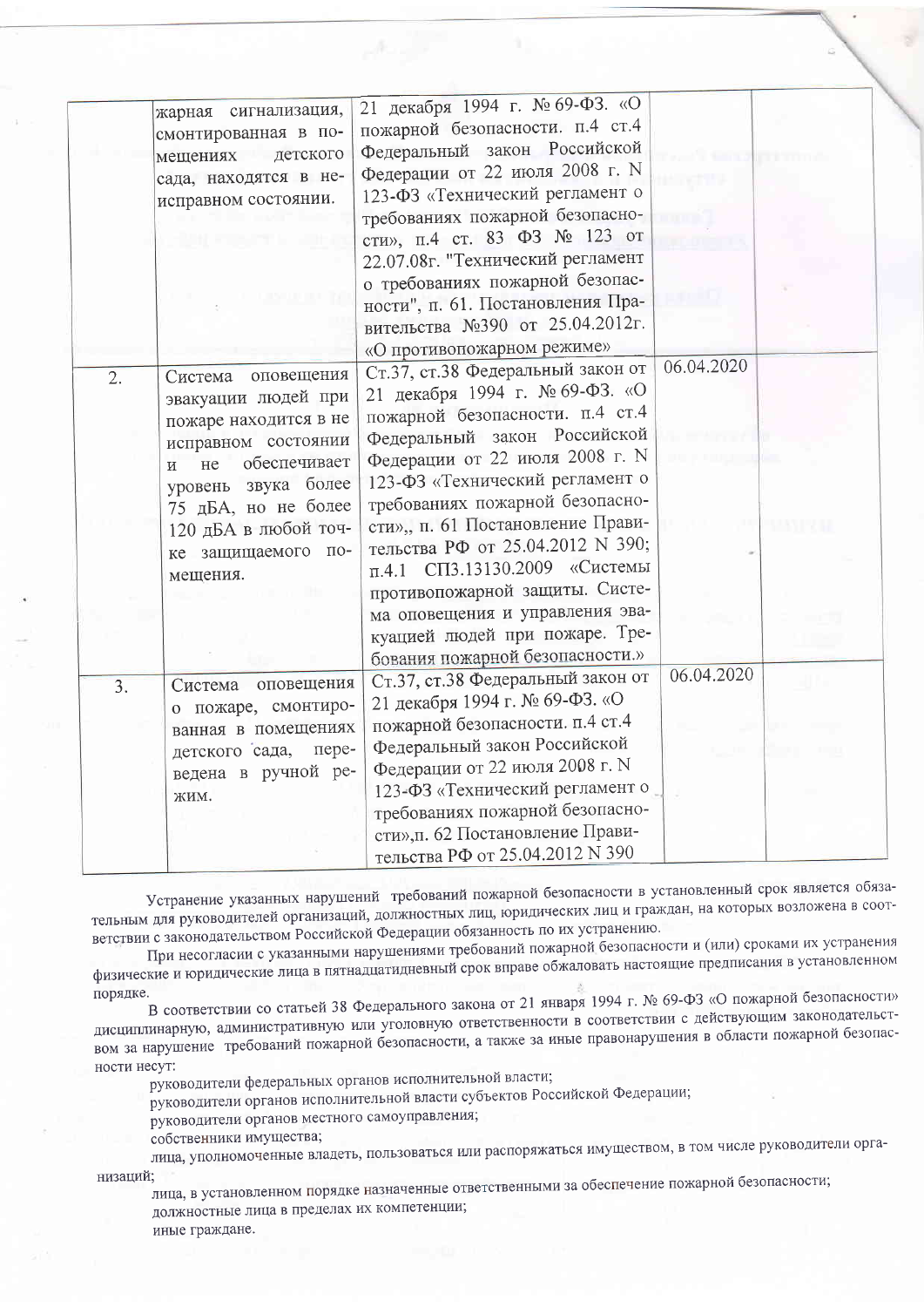| | | | | |
|---|---|---|---|---|
| | жарная сигнализация, смонтированная в помещениях детского сада, находятся в неисправном состоянии. | 21 декабря 1994 г. № 69-ФЗ. «О пожарной безопасности. п.4 ст.4 Федеральный закон Российской Федерации от 22 июля 2008 г. N 123-ФЗ «Технический регламент о требованиях пожарной безопасности», п.4 ст. 83 ФЗ № 123 от 22.07.08г. "Технический регламент о требованиях пожарной безопасности", п. 61. Постановления Правительства №390 от 25.04.2012г. «О противопожарном режиме» | | |
| 2. | Система оповещения эвакуации людей при пожаре находится в не исправном состоянии и не обеспечивает уровень звука более 75 дБА, но не более 120 дБА в любой точке защищаемого помещения. | Ст.37, ст.38 Федеральный закон от 21 декабря 1994 г. № 69-ФЗ. «О пожарной безопасности. п.4 ст.4 Федеральный закон Российской Федерации от 22 июля 2008 г. N 123-ФЗ «Технический регламент о требованиях пожарной безопасности»,, п. 61 Постановление Правительства РФ от 25.04.2012 N 390; п.4.1 СП3.13130.2009 «Системы противопожарной защиты. Система оповещения и управления эвакуацией людей при пожаре. Требования пожарной безопасности.» | 06.04.2020 | |
| 3. | Система оповещения о пожаре, смонтированная в помещениях детского сада, переведена в ручной режим. | Ст.37, ст.38 Федеральный закон от 21 декабря 1994 г. № 69-ФЗ. «О пожарной безопасности. п.4 ст.4 Федеральный закон Российской Федерации от 22 июля 2008 г. N 123-ФЗ «Технический регламент о требованиях пожарной безопасности»,п. 62 Постановление Правительства РФ от 25.04.2012 N 390 | 06.04.2020 | |

Устранение указанных нарушений требований пожарной безопасности в установленный срок является обязательным для руководителей организаций, должностных лиц, юридических лиц и граждан, на которых возложена в соответствии с законодательством Российской Федерации обязанность по их устранению.

При несогласии с указанными нарушениями требований пожарной безопасности и (или) сроками их устранения физические и юридические лица в пятнадцатидневный срок вправе обжаловать настоящие предписания в установленном порядке.

В соответствии со статьей 38 Федерального закона от 21 января 1994 г. № 69-ФЗ «О пожарной безопасности» дисциплинарную, административную или уголовную ответственности в соответствии с действующим законодательством за нарушение требований пожарной безопасности, а также за иные правонарушения в области пожарной безопасности несут:

руководители федеральных органов исполнительной власти;
руководители органов исполнительной власти субъектов Российской Федерации;
руководители органов местного самоуправления;
собственники имущества;
лица, уполномоченные владеть, пользоваться или распоряжаться имуществом, в том числе руководители организаций;
лица, в установленном порядке назначенные ответственными за обеспечение пожарной безопасности;
должностные лица в пределах их компетенции;
иные граждане.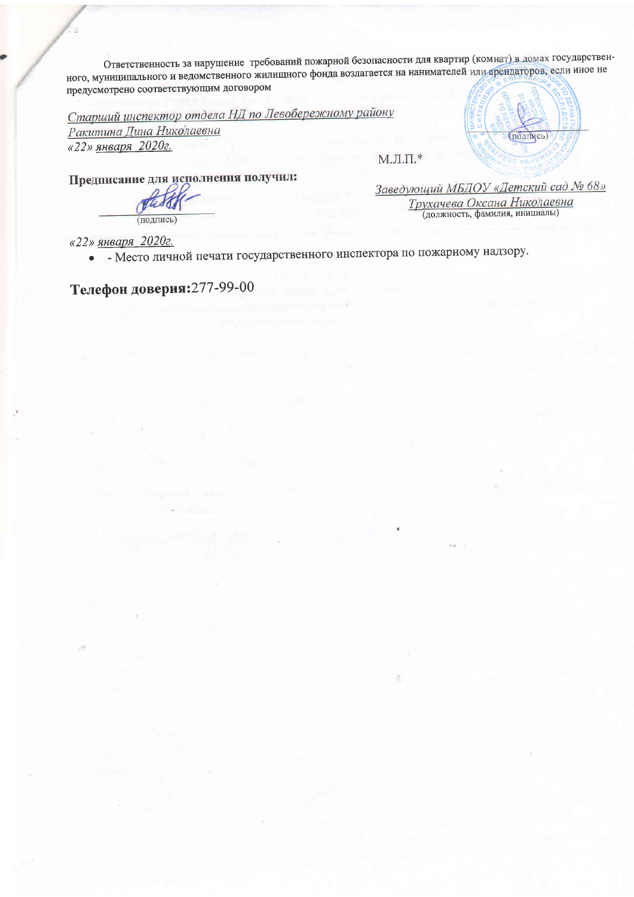Ответственность за нарушение требований пожарной безопасности для квартир (комнат) в домах государственного, муниципального и ведомственного жилищного фонда возлагается на нанимателей или арендаторов, если иное не предусмотрено соответствующим договором

*Старший инспектор отдела НД по Левобережному району*
*Ракитина Дина Николаевна*
*«22» января 2020г.*

(подпись)

М.Л.П.*

**Предписание для исполнения получил:**

(подпись)

*Заведующий МБДОУ «Детский сад № 68»*
*Трухачева Оксана Николаевна*
(должность, фамилия, инициалы)

*«22» января 2020г.*

- - Место личной печати государственного инспектора по пожарному надзору.

**Телефон доверия:**277-99-00